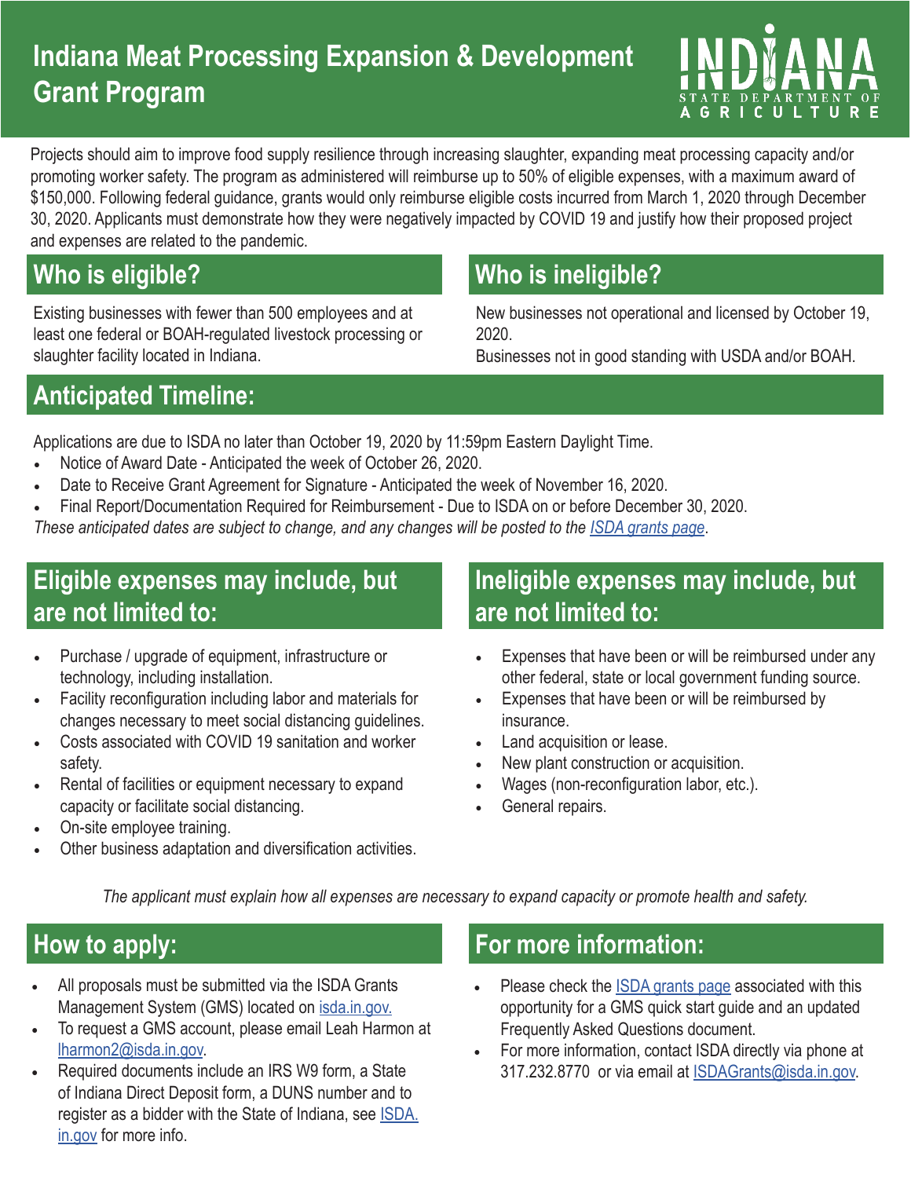# Indiana Meat Processing Expansion & Development Grant Program

INDIANA STATE DEPARTMENT OF AGRICULTURE

Projects should aim to improve food supply resilience through increasing slaughter, expanding meat processing capacity and/or promoting worker safety. The program as administered will reimburse up to 50% of eligible expenses, with a maximum award of $150,000. Following federal guidance, grants would only reimburse eligible costs incurred from March 1, 2020 through December 30, 2020. Applicants must demonstrate how they were negatively impacted by COVID 19 and justify how their proposed project and expenses are related to the pandemic.

## Who is eligible?

Existing businesses with fewer than 500 employees and at least one federal or BOAH-regulated livestock processing or slaughter facility located in Indiana.

## Who is ineligible?

New businesses not operational and licensed by October 19, 2020.

Businesses not in good standing with USDA and/or BOAH.

## Anticipated Timeline:

Applications are due to ISDA no later than October 19, 2020 by 11:59pm Eastern Daylight Time.

- Notice of Award Date - Anticipated the week of October 26, 2020.
- Date to Receive Grant Agreement for Signature - Anticipated the week of November 16, 2020.
- Final Report/Documentation Required for Reimbursement - Due to ISDA on or before December 30, 2020.

*These anticipated dates are subject to change, and any changes will be posted to the [ISDA grants page](ISDA grants page).*

## Eligible expenses may include, but are not limited to:

- Purchase / upgrade of equipment, infrastructure or technology, including installation.
- Facility reconfiguration including labor and materials for changes necessary to meet social distancing guidelines.
- Costs associated with COVID 19 sanitation and worker safety.
- Rental of facilities or equipment necessary to expand capacity or facilitate social distancing.
- On-site employee training.
- Other business adaptation and diversification activities.

## Ineligible expenses may include, but are not limited to:

- Expenses that have been or will be reimbursed under any other federal, state or local government funding source.
- Expenses that have been or will be reimbursed by insurance.
- Land acquisition or lease.
- New plant construction or acquisition.
- Wages (non-reconfiguration labor, etc.).
- General repairs.

*The applicant must explain how all expenses are necessary to expand capacity or promote health and safety.*

## How to apply:

- All proposals must be submitted via the ISDA Grants Management System (GMS) located on isda.in.gov.
- To request a GMS account, please email Leah Harmon at lharmon2@isda.in.gov.
- Required documents include an IRS W9 form, a State of Indiana Direct Deposit form, a DUNS number and to register as a bidder with the State of Indiana, see ISDA.in.gov for more info.

## For more information:

- Please check the ISDA grants page associated with this opportunity for a GMS quick start guide and an updated Frequently Asked Questions document.
- For more information, contact ISDA directly via phone at 317.232.8770 or via email at ISDAGrants@isda.in.gov.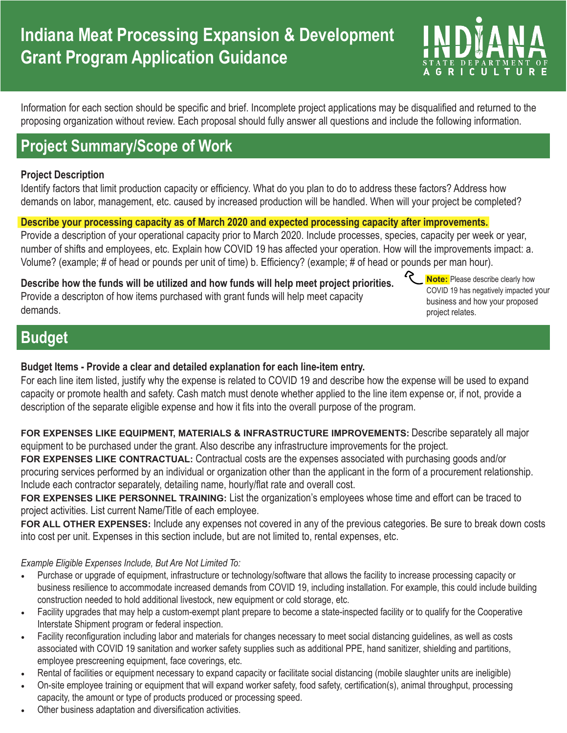# Indiana Meat Processing Expansion & Development Grant Program Application Guidance

INDIANA STATE DEPARTMENT OF AGRICULTURE

Information for each section should be specific and brief. Incomplete project applications may be disqualified and returned to the proposing organization without review. Each proposal should fully answer all questions and include the following information.

## Project Summary/Scope of Work

**Project Description**

Identify factors that limit production capacity or efficiency. What do you plan to do to address these factors? Address how demands on labor, management, etc. caused by increased production will be handled. When will your project be completed?

**Describe your processing capacity as of March 2020 and expected processing capacity after improvements.**

Provide a description of your operational capacity prior to March 2020. Include processes, species, capacity per week or year, number of shifts and employees, etc. Explain how COVID 19 has affected your operation. How will the improvements impact: a. Volume? (example; # of head or pounds per unit of time) b. Efficiency? (example; # of head or pounds per man hour).

**Describe how the funds will be utilized and how funds will help meet project priorities.**

Provide a descripton of how items purchased with grant funds will help meet capacity demands.

**Note:** Please describe clearly how COVID 19 has negatively impacted your business and how your proposed project relates.

## Budget

**Budget Items - Provide a clear and detailed explanation for each line-item entry.**

For each line item listed, justify why the expense is related to COVID 19 and describe how the expense will be used to expand capacity or promote health and safety. Cash match must denote whether applied to the line item expense or, if not, provide a description of the separate eligible expense and how it fits into the overall purpose of the program.

**FOR EXPENSES LIKE EQUIPMENT, MATERIALS & INFRASTRUCTURE IMPROVEMENTS:** Describe separately all major equipment to be purchased under the grant. Also describe any infrastructure improvements for the project.

**FOR EXPENSES LIKE CONTRACTUAL:** Contractual costs are the expenses associated with purchasing goods and/or procuring services performed by an individual or organization other than the applicant in the form of a procurement relationship. Include each contractor separately, detailing name, hourly/flat rate and overall cost.

**FOR EXPENSES LIKE PERSONNEL TRAINING:** List the organization's employees whose time and effort can be traced to project activities. List current Name/Title of each employee.

**FOR ALL OTHER EXPENSES:** Include any expenses not covered in any of the previous categories. Be sure to break down costs into cost per unit. Expenses in this section include, but are not limited to, rental expenses, etc.

*Example Eligible Expenses Include, But Are Not Limited To:*

- Purchase or upgrade of equipment, infrastructure or technology/software that allows the facility to increase processing capacity or business resilience to accommodate increased demands from COVID 19, including installation. For example, this could include building construction needed to hold additional livestock, new equipment or cold storage, etc.
- Facility upgrades that may help a custom-exempt plant prepare to become a state-inspected facility or to qualify for the Cooperative Interstate Shipment program or federal inspection.
- Facility reconfiguration including labor and materials for changes necessary to meet social distancing guidelines, as well as costs associated with COVID 19 sanitation and worker safety supplies such as additional PPE, hand sanitizer, shielding and partitions, employee prescreening equipment, face coverings, etc.
- Rental of facilities or equipment necessary to expand capacity or facilitate social distancing (mobile slaughter units are ineligible)
- On-site employee training or equipment that will expand worker safety, food safety, certification(s), animal throughput, processing capacity, the amount or type of products produced or processing speed.
- Other business adaptation and diversification activities.